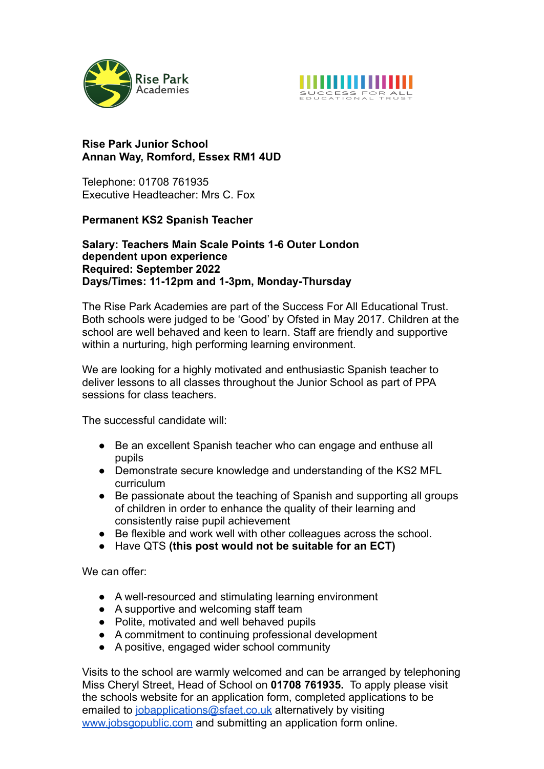Rise Park Academies

SUCCESS FOR ALL EDUCATIONAL TRUST

**Rise Park Junior School**
**Annan Way, Romford, Essex RM1 4UD**

Telephone: 01708 761935
Executive Headteacher: Mrs C. Fox

**Permanent KS2 Spanish Teacher**

**Salary: Teachers Main Scale Points 1-6 Outer London dependent upon experience**
**Required: September 2022**
**Days/Times: 11-12pm and 1-3pm, Monday-Thursday**

The Rise Park Academies are part of the Success For All Educational Trust. Both schools were judged to be 'Good' by Ofsted in May 2017. Children at the school are well behaved and keen to learn. Staff are friendly and supportive within a nurturing, high performing learning environment.

We are looking for a highly motivated and enthusiastic Spanish teacher to deliver lessons to all classes throughout the Junior School as part of PPA sessions for class teachers.

The successful candidate will:

- Be an excellent Spanish teacher who can engage and enthuse all pupils
- Demonstrate secure knowledge and understanding of the KS2 MFL curriculum
- Be passionate about the teaching of Spanish and supporting all groups of children in order to enhance the quality of their learning and consistently raise pupil achievement
- Be flexible and work well with other colleagues across the school.
- Have QTS **(this post would not be suitable for an ECT)**

We can offer:

- A well-resourced and stimulating learning environment
- A supportive and welcoming staff team
- Polite, motivated and well behaved pupils
- A commitment to continuing professional development
- A positive, engaged wider school community

Visits to the school are warmly welcomed and can be arranged by telephoning Miss Cheryl Street, Head of School on **01708 761935.** To apply please visit the schools website for an application form, completed applications to be emailed to [jobapplications@sfaet.co.uk](mailto:jobapplications@sfaet.co.uk) alternatively by visiting [www.jobsgopublic.com](http://www.jobsgopublic.com) and submitting an application form online.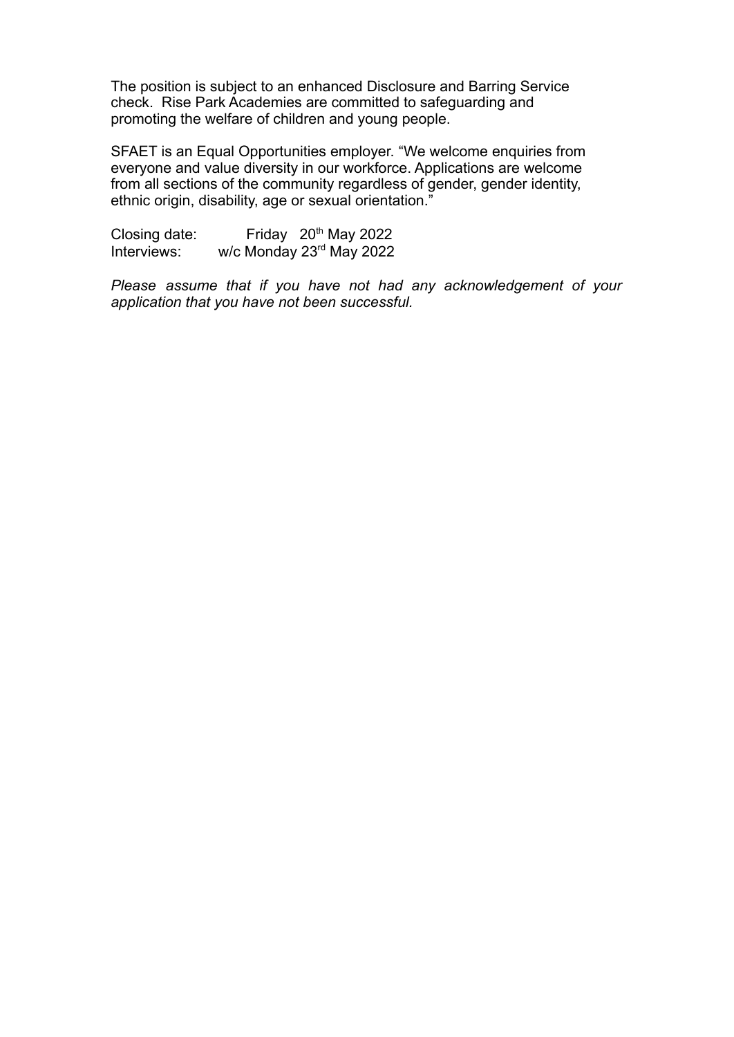The position is subject to an enhanced Disclosure and Barring Service check. Rise Park Academies are committed to safeguarding and promoting the welfare of children and young people.

SFAET is an Equal Opportunities employer. "We welcome enquiries from everyone and value diversity in our workforce. Applications are welcome from all sections of the community regardless of gender, gender identity, ethnic origin, disability, age or sexual orientation."

Closing date: Friday 20th May 2022
Interviews: w/c Monday 23rd May 2022

*Please assume that if you have not had any acknowledgement of your application that you have not been successful.*